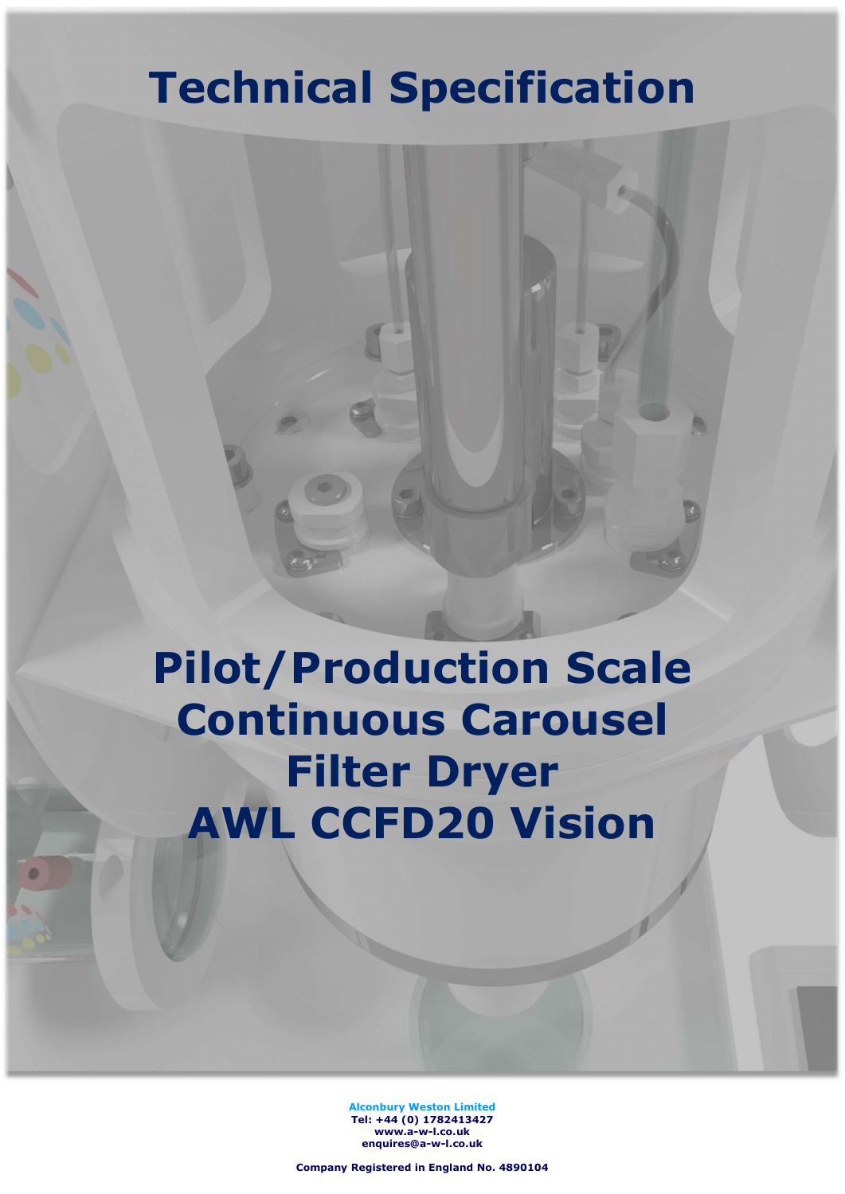# Technical Specification

# Pilot/Production Scale Continuous Carousel Filter Dryer AWL CCFD20 Vision

**Alconbury Weston Limited**
**Tel: +44 (0) 1782413427**
**www.a-w-l.co.uk**
**enquires@a-w-l.co.uk**

**Company Registered in England No. 4890104**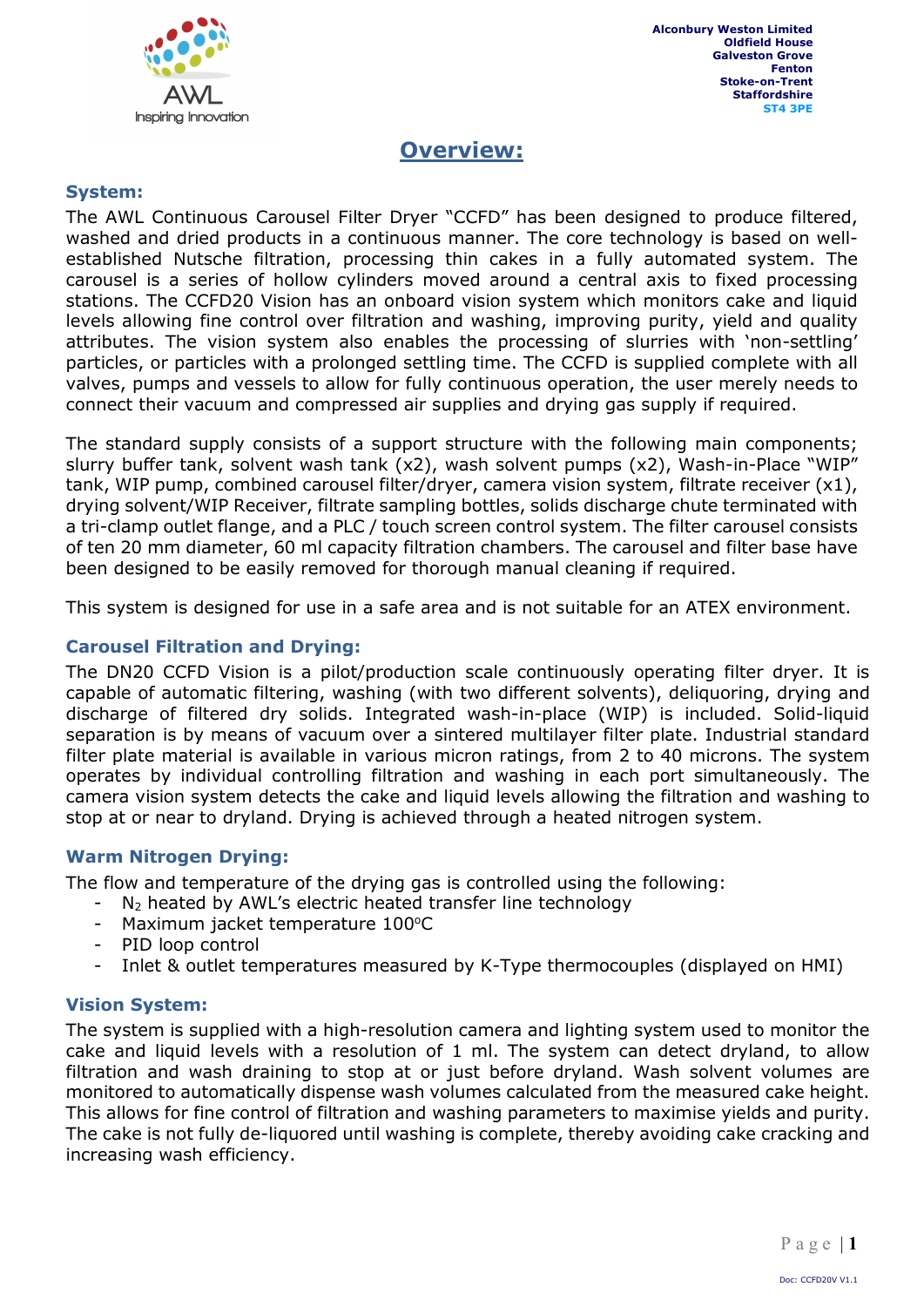Alconbury Weston Limited
Oldfield House
Galveston Grove
Fenton
Stoke-on-Trent
Staffordshire
ST4 3PE

# Overview:

## System:

The AWL Continuous Carousel Filter Dryer "CCFD" has been designed to produce filtered, washed and dried products in a continuous manner. The core technology is based on well-established Nutsche filtration, processing thin cakes in a fully automated system. The carousel is a series of hollow cylinders moved around a central axis to fixed processing stations. The CCFD20 Vision has an onboard vision system which monitors cake and liquid levels allowing fine control over filtration and washing, improving purity, yield and quality attributes. The vision system also enables the processing of slurries with 'non-settling' particles, or particles with a prolonged settling time. The CCFD is supplied complete with all valves, pumps and vessels to allow for fully continuous operation, the user merely needs to connect their vacuum and compressed air supplies and drying gas supply if required.

The standard supply consists of a support structure with the following main components; slurry buffer tank, solvent wash tank (x2), wash solvent pumps (x2), Wash-in-Place "WIP" tank, WIP pump, combined carousel filter/dryer, camera vision system, filtrate receiver (x1), drying solvent/WIP Receiver, filtrate sampling bottles, solids discharge chute terminated with a tri-clamp outlet flange, and a PLC / touch screen control system. The filter carousel consists of ten 20 mm diameter, 60 ml capacity filtration chambers. The carousel and filter base have been designed to be easily removed for thorough manual cleaning if required.

This system is designed for use in a safe area and is not suitable for an ATEX environment.

## Carousel Filtration and Drying:

The DN20 CCFD Vision is a pilot/production scale continuously operating filter dryer. It is capable of automatic filtering, washing (with two different solvents), deliquoring, drying and discharge of filtered dry solids. Integrated wash-in-place (WIP) is included. Solid-liquid separation is by means of vacuum over a sintered multilayer filter plate. Industrial standard filter plate material is available in various micron ratings, from 2 to 40 microns. The system operates by individual controlling filtration and washing in each port simultaneously. The camera vision system detects the cake and liquid levels allowing the filtration and washing to stop at or near to dryland. Drying is achieved through a heated nitrogen system.

## Warm Nitrogen Drying:

The flow and temperature of the drying gas is controlled using the following:

- $N_2$ heated by AWL's electric heated transfer line technology
- Maximum jacket temperature 100°C
- PID loop control
- Inlet & outlet temperatures measured by K-Type thermocouples (displayed on HMI)

## Vision System:

The system is supplied with a high-resolution camera and lighting system used to monitor the cake and liquid levels with a resolution of 1 ml. The system can detect dryland, to allow filtration and wash draining to stop at or just before dryland. Wash solvent volumes are monitored to automatically dispense wash volumes calculated from the measured cake height. This allows for fine control of filtration and washing parameters to maximise yields and purity. The cake is not fully de-liquored until washing is complete, thereby avoiding cake cracking and increasing wash efficiency.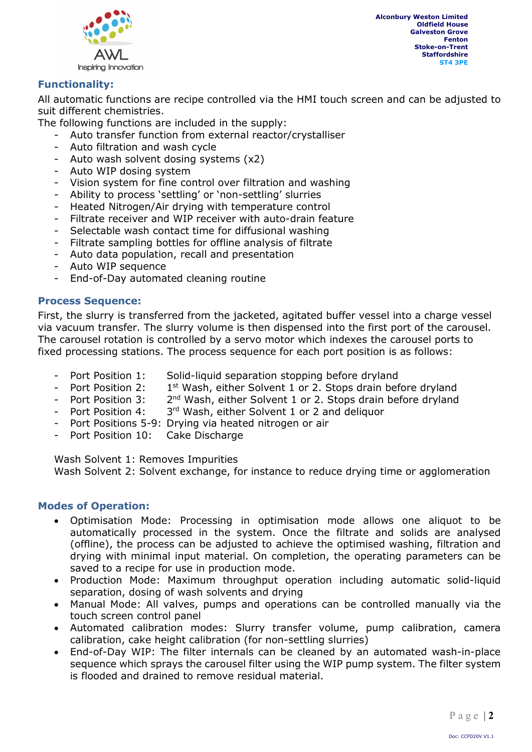## Functionality:

All automatic functions are recipe controlled via the HMI touch screen and can be adjusted to suit different chemistries.

The following functions are included in the supply:

- Auto transfer function from external reactor/crystalliser
- Auto filtration and wash cycle
- Auto wash solvent dosing systems (x2)
- Auto WIP dosing system
- Vision system for fine control over filtration and washing
- Ability to process 'settling' or 'non-settling' slurries
- Heated Nitrogen/Air drying with temperature control
- Filtrate receiver and WIP receiver with auto-drain feature
- Selectable wash contact time for diffusional washing
- Filtrate sampling bottles for offline analysis of filtrate
- Auto data population, recall and presentation
- Auto WIP sequence
- End-of-Day automated cleaning routine

## Process Sequence:

First, the slurry is transferred from the jacketed, agitated buffer vessel into a charge vessel via vacuum transfer. The slurry volume is then dispensed into the first port of the carousel. The carousel rotation is controlled by a servo motor which indexes the carousel ports to fixed processing stations. The process sequence for each port position is as follows:

- Port Position 1: Solid-liquid separation stopping before dryland
- Port Position 2: 1st Wash, either Solvent 1 or 2. Stops drain before dryland
- Port Position 3: 2nd Wash, either Solvent 1 or 2. Stops drain before dryland
- Port Position 4: 3rd Wash, either Solvent 1 or 2 and deliquor
- Port Positions 5-9: Drying via heated nitrogen or air
- Port Position 10: Cake Discharge

Wash Solvent 1: Removes Impurities
Wash Solvent 2: Solvent exchange, for instance to reduce drying time or agglomeration

## Modes of Operation:

- Optimisation Mode: Processing in optimisation mode allows one aliquot to be automatically processed in the system. Once the filtrate and solids are analysed (offline), the process can be adjusted to achieve the optimised washing, filtration and drying with minimal input material. On completion, the operating parameters can be saved to a recipe for use in production mode.
- Production Mode: Maximum throughput operation including automatic solid-liquid separation, dosing of wash solvents and drying
- Manual Mode: All valves, pumps and operations can be controlled manually via the touch screen control panel
- Automated calibration modes: Slurry transfer volume, pump calibration, camera calibration, cake height calibration (for non-settling slurries)
- End-of-Day WIP: The filter internals can be cleaned by an automated wash-in-place sequence which sprays the carousel filter using the WIP pump system. The filter system is flooded and drained to remove residual material.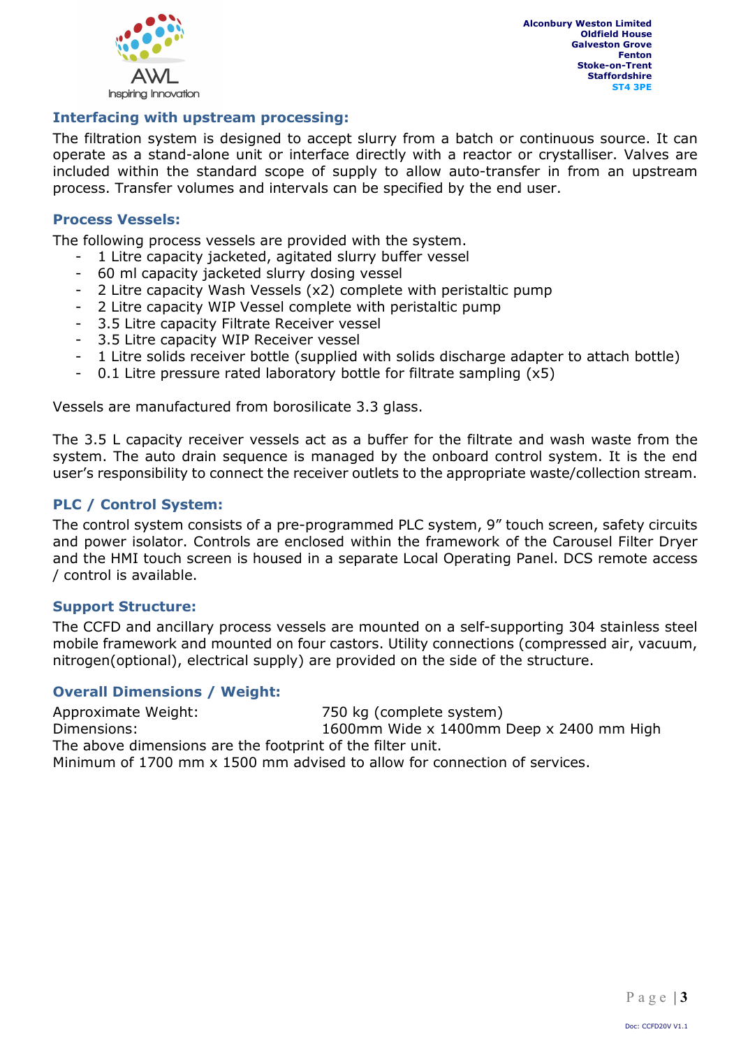## Interfacing with upstream processing:

The filtration system is designed to accept slurry from a batch or continuous source. It can operate as a stand-alone unit or interface directly with a reactor or crystalliser. Valves are included within the standard scope of supply to allow auto-transfer in from an upstream process. Transfer volumes and intervals can be specified by the end user.

## Process Vessels:

The following process vessels are provided with the system.

- 1 Litre capacity jacketed, agitated slurry buffer vessel
- 60 ml capacity jacketed slurry dosing vessel
- 2 Litre capacity Wash Vessels (x2) complete with peristaltic pump
- 2 Litre capacity WIP Vessel complete with peristaltic pump
- 3.5 Litre capacity Filtrate Receiver vessel
- 3.5 Litre capacity WIP Receiver vessel
- 1 Litre solids receiver bottle (supplied with solids discharge adapter to attach bottle)
- 0.1 Litre pressure rated laboratory bottle for filtrate sampling (x5)

Vessels are manufactured from borosilicate 3.3 glass.

The 3.5 L capacity receiver vessels act as a buffer for the filtrate and wash waste from the system. The auto drain sequence is managed by the onboard control system. It is the end user's responsibility to connect the receiver outlets to the appropriate waste/collection stream.

## PLC / Control System:

The control system consists of a pre-programmed PLC system, 9" touch screen, safety circuits and power isolator. Controls are enclosed within the framework of the Carousel Filter Dryer and the HMI touch screen is housed in a separate Local Operating Panel. DCS remote access / control is available.

## Support Structure:

The CCFD and ancillary process vessels are mounted on a self-supporting 304 stainless steel mobile framework and mounted on four castors. Utility connections (compressed air, vacuum, nitrogen(optional), electrical supply) are provided on the side of the structure.

## Overall Dimensions / Weight:

Approximate Weight: 750 kg (complete system)
Dimensions: 1600mm Wide x 1400mm Deep x 2400 mm High
The above dimensions are the footprint of the filter unit.
Minimum of 1700 mm x 1500 mm advised to allow for connection of services.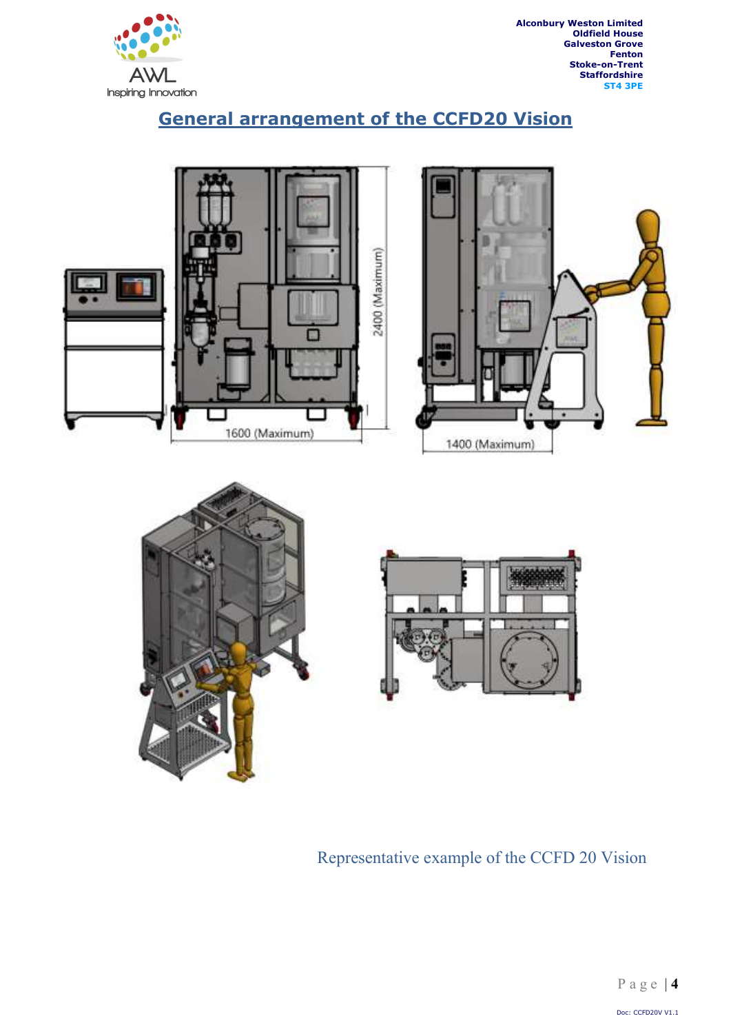## General arrangement of the CCFD20 Vision

Representative example of the CCFD 20 Vision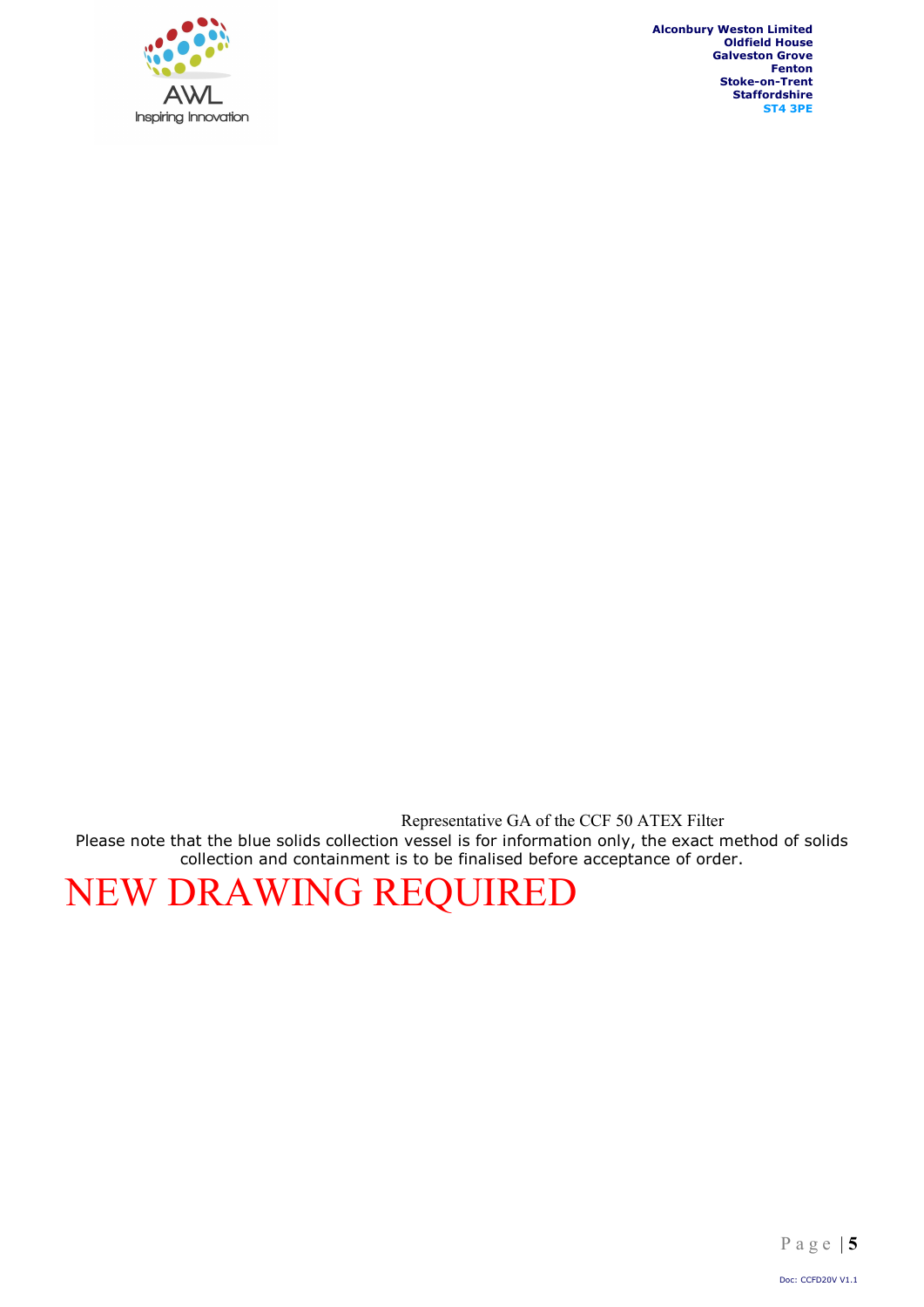Representative GA of the CCF 50 ATEX Filter

Please note that the blue solids collection vessel is for information only, the exact method of solids collection and containment is to be finalised before acceptance of order.

NEW DRAWING REQUIRED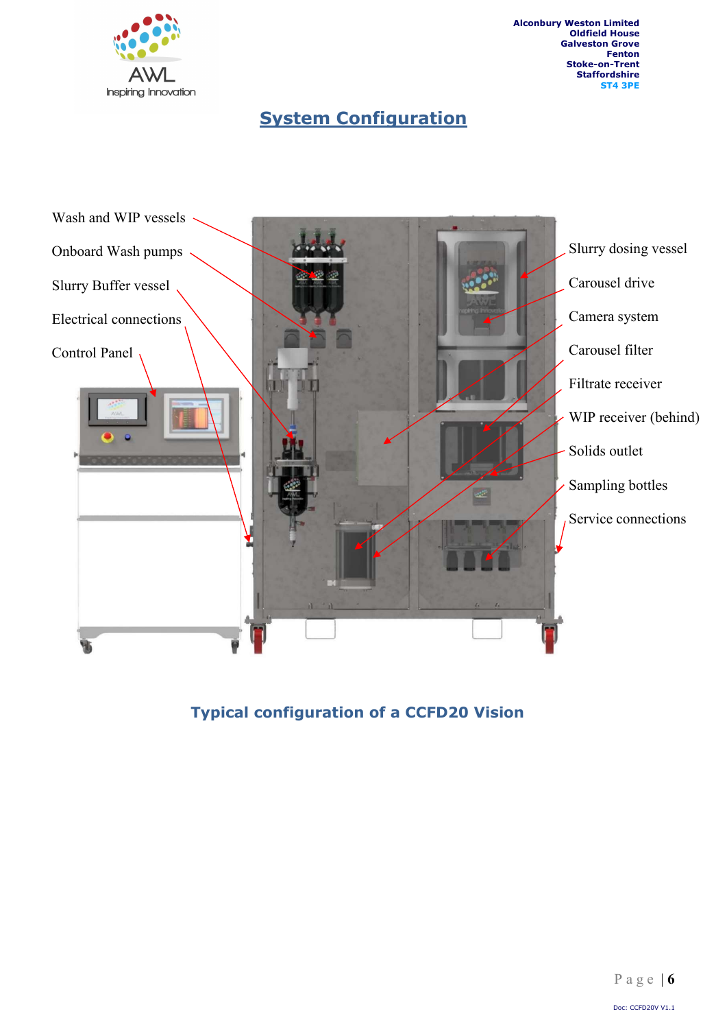# System Configuration

Wash and WIP vessels

Onboard Wash pumps

Slurry Buffer vessel

Electrical connections

Control Panel

Slurry dosing vessel

Carousel drive

Camera system

Carousel filter

Filtrate receiver

WIP receiver (behind)

Solids outlet

Sampling bottles

Service connections

**Typical configuration of a CCFD20 Vision**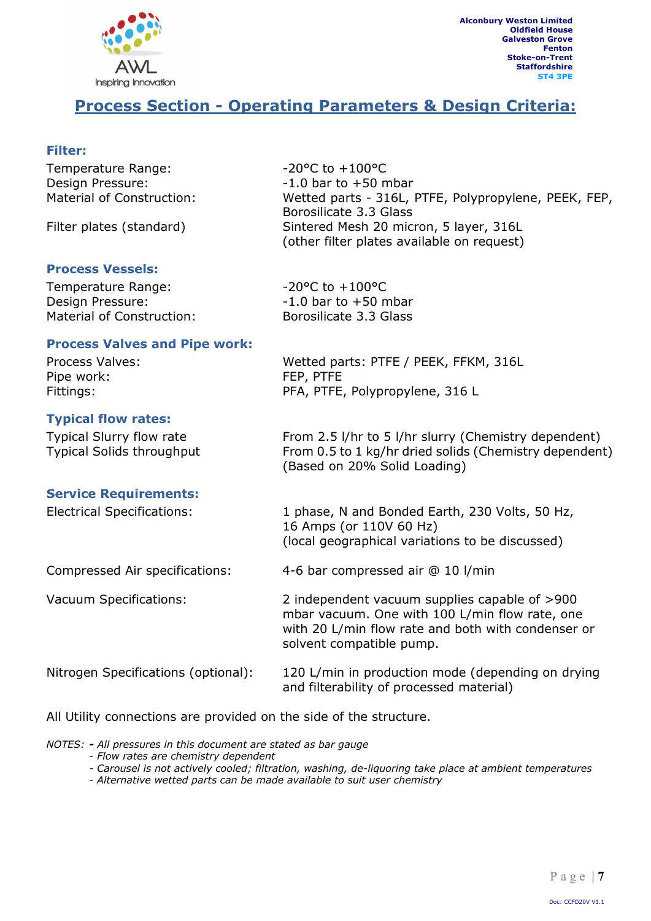Alconbury Weston Limited
Oldfield House
Galveston Grove
Fenton
Stoke-on-Trent
Staffordshire
ST4 3PE

# Process Section - Operating Parameters & Design Criteria:

### Filter:

| | |
|---|---|
| Temperature Range: | -20°C to +100°C |
| Design Pressure: | -1.0 bar to +50 mbar |
| Material of Construction: | Wetted parts - 316L, PTFE, Polypropylene, PEEK, FEP, Borosilicate 3.3 Glass |
| Filter plates (standard) | Sintered Mesh 20 micron, 5 layer, 316L (other filter plates available on request) |

### Process Vessels:

| | |
|---|---|
| Temperature Range: | -20°C to +100°C |
| Design Pressure: | -1.0 bar to +50 mbar |
| Material of Construction: | Borosilicate 3.3 Glass |

### Process Valves and Pipe work:

| | |
|---|---|
| Process Valves: | Wetted parts: PTFE / PEEK, FFKM, 316L |
| Pipe work: | FEP, PTFE |
| Fittings: | PFA, PTFE, Polypropylene, 316 L |

### Typical flow rates:

| | |
|---|---|
| Typical Slurry flow rate | From 2.5 l/hr to 5 l/hr slurry (Chemistry dependent) |
| Typical Solids throughput | From 0.5 to 1 kg/hr dried solids (Chemistry dependent) (Based on 20% Solid Loading) |

### Service Requirements:

| | |
|---|---|
| Electrical Specifications: | 1 phase, N and Bonded Earth, 230 Volts, 50 Hz, 16 Amps (or 110V 60 Hz) (local geographical variations to be discussed) |
| Compressed Air specifications: | 4-6 bar compressed air @ 10 l/min |
| Vacuum Specifications: | 2 independent vacuum supplies capable of >900 mbar vacuum. One with 100 L/min flow rate, one with 20 L/min flow rate and both with condenser or solvent compatible pump. |
| Nitrogen Specifications (optional): | 120 L/min in production mode (depending on drying and filterability of processed material) |

All Utility connections are provided on the side of the structure.

*NOTES:* **-** *All pressures in this document are stated as bar gauge*
- *Flow rates are chemistry dependent*
- *Carousel is not actively cooled; filtration, washing, de-liquoring take place at ambient temperatures*
- *Alternative wetted parts can be made available to suit user chemistry*

Doc: CCFD20V V1.1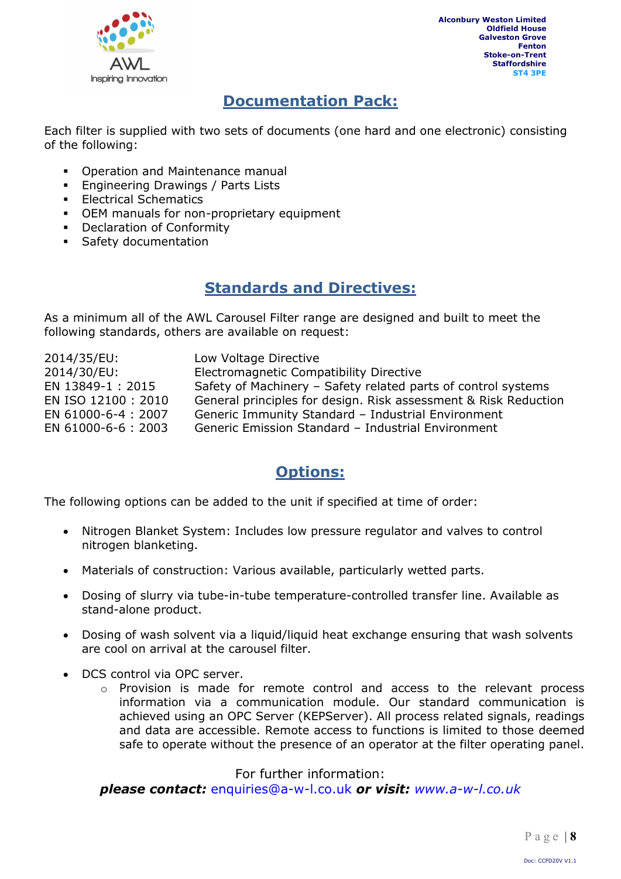Alconbury Weston Limited
Oldfield House
Galveston Grove
Fenton
Stoke-on-Trent
Staffordshire
ST4 3PE

## Documentation Pack:

Each filter is supplied with two sets of documents (one hard and one electronic) consisting of the following:

- Operation and Maintenance manual
- Engineering Drawings / Parts Lists
- Electrical Schematics
- OEM manuals for non-proprietary equipment
- Declaration of Conformity
- Safety documentation

## Standards and Directives:

As a minimum all of the AWL Carousel Filter range are designed and built to meet the following standards, others are available on request:

| | |
|---|---|
| 2014/35/EU: | Low Voltage Directive |
| 2014/30/EU: | Electromagnetic Compatibility Directive |
| EN 13849-1 : 2015 | Safety of Machinery – Safety related parts of control systems |
| EN ISO 12100 : 2010 | General principles for design. Risk assessment & Risk Reduction |
| EN 61000-6-4 : 2007 | Generic Immunity Standard – Industrial Environment |
| EN 61000-6-6 : 2003 | Generic Emission Standard – Industrial Environment |

## Options:

The following options can be added to the unit if specified at time of order:

- Nitrogen Blanket System: Includes low pressure regulator and valves to control nitrogen blanketing.
- Materials of construction: Various available, particularly wetted parts.
- Dosing of slurry via tube-in-tube temperature-controlled transfer line. Available as stand-alone product.
- Dosing of wash solvent via a liquid/liquid heat exchange ensuring that wash solvents are cool on arrival at the carousel filter.
- DCS control via OPC server.
  - Provision is made for remote control and access to the relevant process information via a communication module. Our standard communication is achieved using an OPC Server (KEPServer). All process related signals, readings and data are accessible. Remote access to functions is limited to those deemed safe to operate without the presence of an operator at the filter operating panel.

For further information:

***please contact:*** enquiries@a-w-l.co.uk ***or visit:*** *www.a-w-l.co.uk*